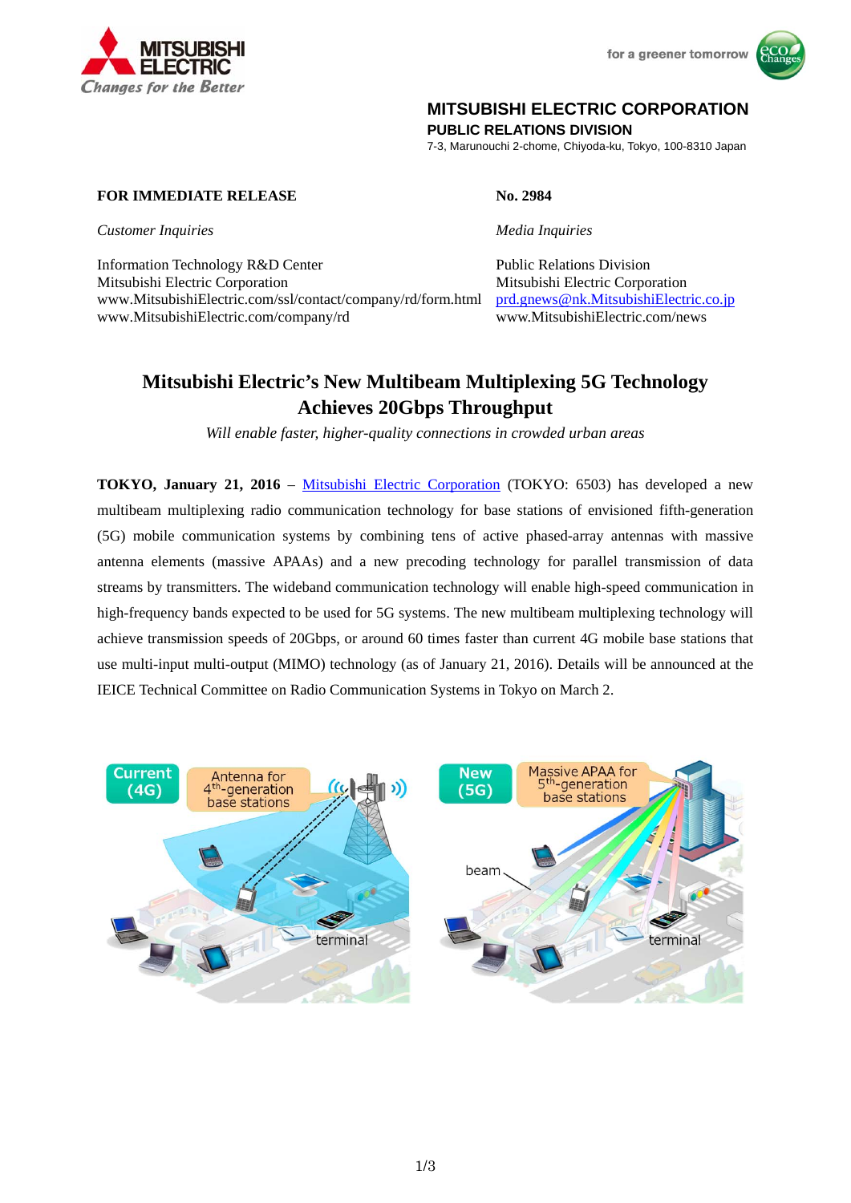**MITSUBISHI ELECTRIC CORPORATION**
**PUBLIC RELATIONS DIVISION**
7-3, Marunouchi 2-chome, Chiyoda-ku, Tokyo, 100-8310 Japan

**FOR IMMEDIATE RELEASE**

**No. 2984**

*Customer Inquiries*

Information Technology R&D Center
Mitsubishi Electric Corporation
www.MitsubishiElectric.com/ssl/contact/company/rd/form.html
www.MitsubishiElectric.com/company/rd

*Media Inquiries*

Public Relations Division
Mitsubishi Electric Corporation
prd.gnews@nk.MitsubishiElectric.co.jp
www.MitsubishiElectric.com/news

# Mitsubishi Electric's New Multibeam Multiplexing 5G Technology Achieves 20Gbps Throughput

*Will enable faster, higher-quality connections in crowded urban areas*

**TOKYO, January 21, 2016** – Mitsubishi Electric Corporation (TOKYO: 6503) has developed a new multibeam multiplexing radio communication technology for base stations of envisioned fifth-generation (5G) mobile communication systems by combining tens of active phased-array antennas with massive antenna elements (massive APAAs) and a new precoding technology for parallel transmission of data streams by transmitters. The wideband communication technology will enable high-speed communication in high-frequency bands expected to be used for 5G systems. The new multibeam multiplexing technology will achieve transmission speeds of 20Gbps, or around 60 times faster than current 4G mobile base stations that use multi-input multi-output (MIMO) technology (as of January 21, 2016). Details will be announced at the IEICE Technical Committee on Radio Communication Systems in Tokyo on March 2.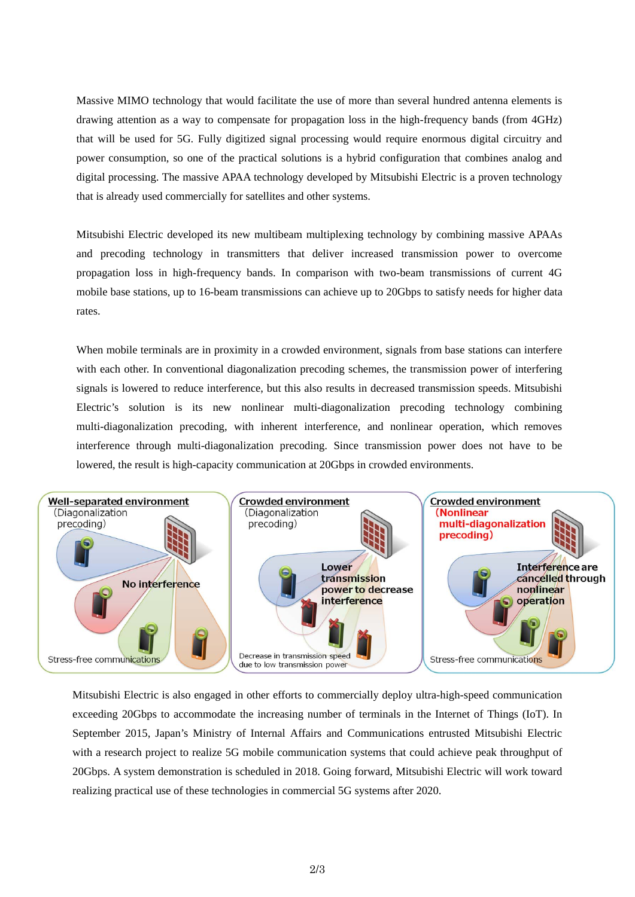Massive MIMO technology that would facilitate the use of more than several hundred antenna elements is drawing attention as a way to compensate for propagation loss in the high-frequency bands (from 4GHz) that will be used for 5G. Fully digitized signal processing would require enormous digital circuitry and power consumption, so one of the practical solutions is a hybrid configuration that combines analog and digital processing. The massive APAA technology developed by Mitsubishi Electric is a proven technology that is already used commercially for satellites and other systems.

Mitsubishi Electric developed its new multibeam multiplexing technology by combining massive APAAs and precoding technology in transmitters that deliver increased transmission power to overcome propagation loss in high-frequency bands. In comparison with two-beam transmissions of current 4G mobile base stations, up to 16-beam transmissions can achieve up to 20Gbps to satisfy needs for higher data rates.

When mobile terminals are in proximity in a crowded environment, signals from base stations can interfere with each other. In conventional diagonalization precoding schemes, the transmission power of interfering signals is lowered to reduce interference, but this also results in decreased transmission speeds. Mitsubishi Electric's solution is its new nonlinear multi-diagonalization precoding technology combining multi-diagonalization precoding, with inherent interference, and nonlinear operation, which removes interference through multi-diagonalization precoding. Since transmission power does not have to be lowered, the result is high-capacity communication at 20Gbps in crowded environments.

Mitsubishi Electric is also engaged in other efforts to commercially deploy ultra-high-speed communication exceeding 20Gbps to accommodate the increasing number of terminals in the Internet of Things (IoT). In September 2015, Japan's Ministry of Internal Affairs and Communications entrusted Mitsubishi Electric with a research project to realize 5G mobile communication systems that could achieve peak throughput of 20Gbps. A system demonstration is scheduled in 2018. Going forward, Mitsubishi Electric will work toward realizing practical use of these technologies in commercial 5G systems after 2020.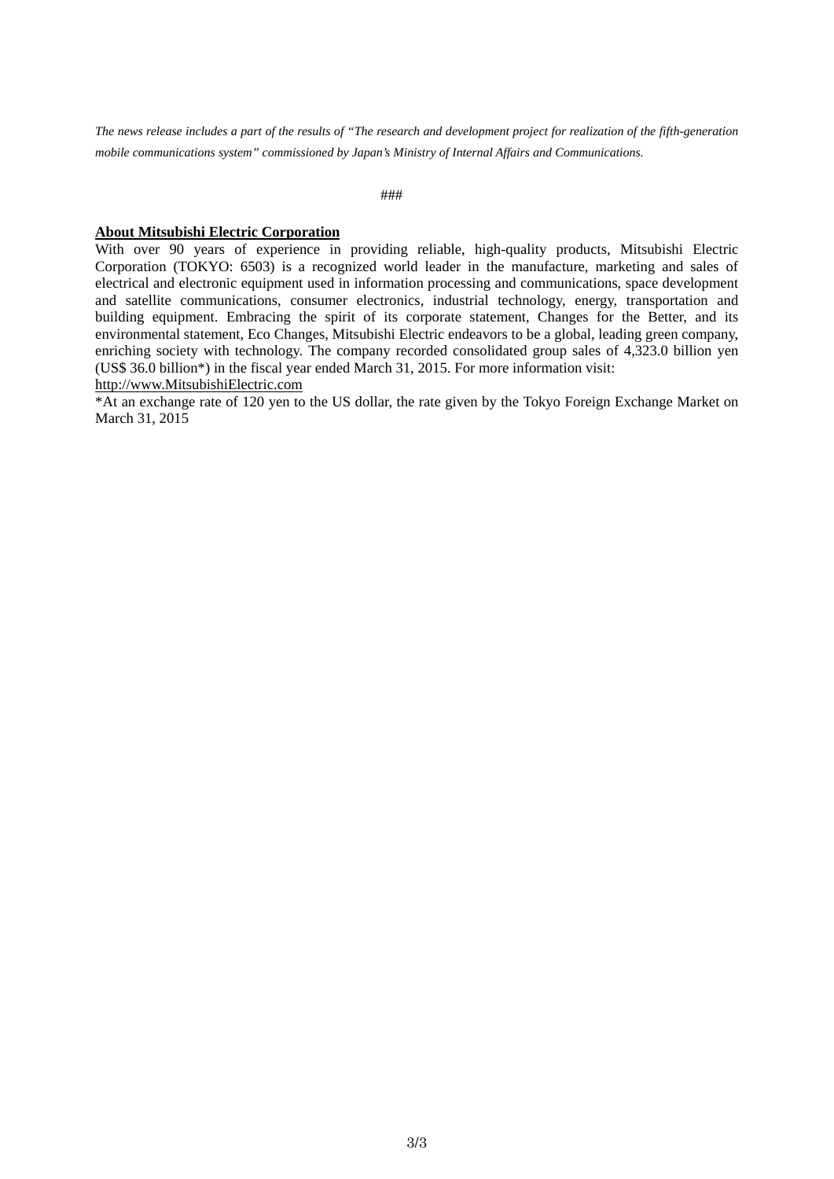*The news release includes a part of the results of "The research and development project for realization of the fifth-generation mobile communications system" commissioned by Japan's Ministry of Internal Affairs and Communications.*

###

**About Mitsubishi Electric Corporation**

With over 90 years of experience in providing reliable, high-quality products, Mitsubishi Electric Corporation (TOKYO: 6503) is a recognized world leader in the manufacture, marketing and sales of electrical and electronic equipment used in information processing and communications, space development and satellite communications, consumer electronics, industrial technology, energy, transportation and building equipment. Embracing the spirit of its corporate statement, Changes for the Better, and its environmental statement, Eco Changes, Mitsubishi Electric endeavors to be a global, leading green company, enriching society with technology. The company recorded consolidated group sales of 4,323.0 billion yen (US$ 36.0 billion*) in the fiscal year ended March 31, 2015. For more information visit:
http://www.MitsubishiElectric.com

*At an exchange rate of 120 yen to the US dollar, the rate given by the Tokyo Foreign Exchange Market on March 31, 2015